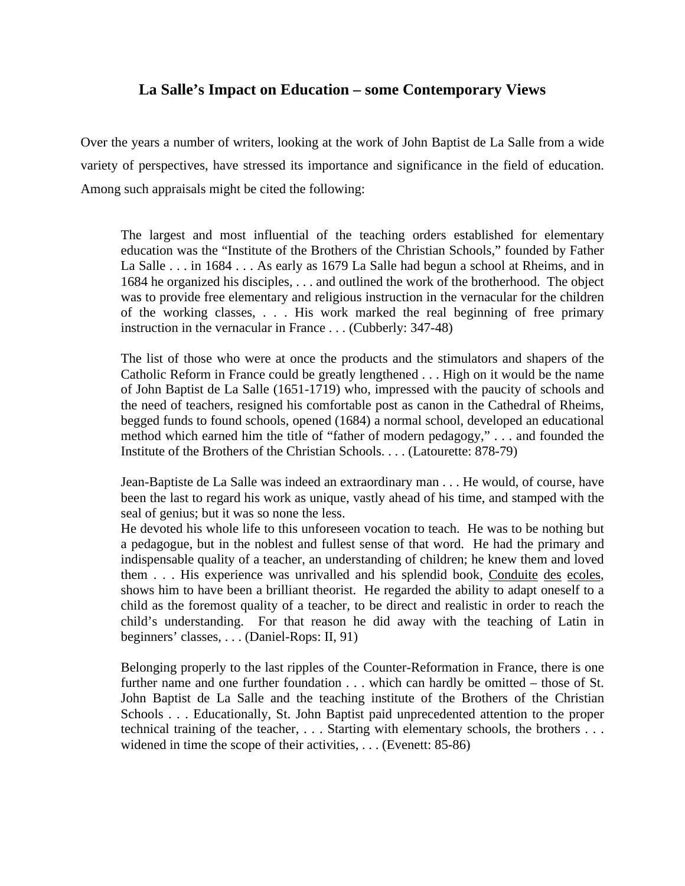# La Salle's Impact on Education – some Contemporary Views

Over the years a number of writers, looking at the work of John Baptist de La Salle from a wide variety of perspectives, have stressed its importance and significance in the field of education. Among such appraisals might be cited the following:

> The largest and most influential of the teaching orders established for elementary education was the "Institute of the Brothers of the Christian Schools," founded by Father La Salle . . . in 1684 . . . As early as 1679 La Salle had begun a school at Rheims, and in 1684 he organized his disciples, . . . and outlined the work of the brotherhood. The object was to provide free elementary and religious instruction in the vernacular for the children of the working classes, . . . His work marked the real beginning of free primary instruction in the vernacular in France . . . (Cubberly: 347-48)

> The list of those who were at once the products and the stimulators and shapers of the Catholic Reform in France could be greatly lengthened . . . High on it would be the name of John Baptist de La Salle (1651-1719) who, impressed with the paucity of schools and the need of teachers, resigned his comfortable post as canon in the Cathedral of Rheims, begged funds to found schools, opened (1684) a normal school, developed an educational method which earned him the title of "father of modern pedagogy," . . . and founded the Institute of the Brothers of the Christian Schools. . . . (Latourette: 878-79)

> Jean-Baptiste de La Salle was indeed an extraordinary man . . . He would, of course, have been the last to regard his work as unique, vastly ahead of his time, and stamped with the seal of genius; but it was so none the less.
> He devoted his whole life to this unforeseen vocation to teach. He was to be nothing but a pedagogue, but in the noblest and fullest sense of that word. He had the primary and indispensable quality of a teacher, an understanding of children; he knew them and loved them . . . His experience was unrivalled and his splendid book, Conduite des ecoles, shows him to have been a brilliant theorist. He regarded the ability to adapt oneself to a child as the foremost quality of a teacher, to be direct and realistic in order to reach the child's understanding. For that reason he did away with the teaching of Latin in beginners' classes, . . . (Daniel-Rops: II, 91)

> Belonging properly to the last ripples of the Counter-Reformation in France, there is one further name and one further foundation . . . which can hardly be omitted – those of St. John Baptist de La Salle and the teaching institute of the Brothers of the Christian Schools . . . Educationally, St. John Baptist paid unprecedented attention to the proper technical training of the teacher, . . . Starting with elementary schools, the brothers . . . widened in time the scope of their activities, . . . (Evenett: 85-86)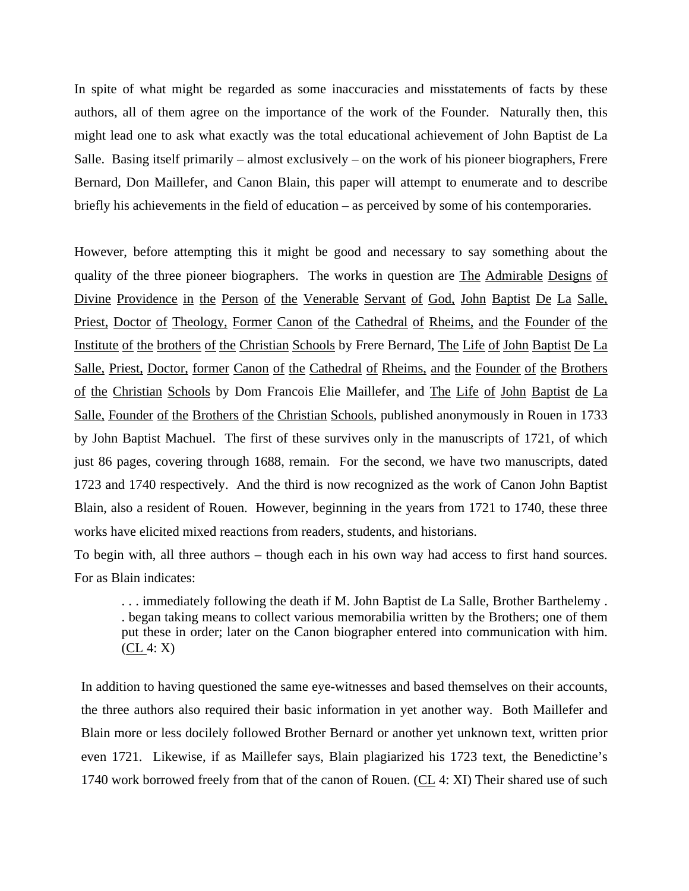In spite of what might be regarded as some inaccuracies and misstatements of facts by these authors, all of them agree on the importance of the work of the Founder. Naturally then, this might lead one to ask what exactly was the total educational achievement of John Baptist de La Salle. Basing itself primarily – almost exclusively – on the work of his pioneer biographers, Frere Bernard, Don Maillefer, and Canon Blain, this paper will attempt to enumerate and to describe briefly his achievements in the field of education – as perceived by some of his contemporaries.

However, before attempting this it might be good and necessary to say something about the quality of the three pioneer biographers. The works in question are The Admirable Designs of Divine Providence in the Person of the Venerable Servant of God, John Baptist De La Salle, Priest, Doctor of Theology, Former Canon of the Cathedral of Rheims, and the Founder of the Institute of the brothers of the Christian Schools by Frere Bernard, The Life of John Baptist De La Salle, Priest, Doctor, former Canon of the Cathedral of Rheims, and the Founder of the Brothers of the Christian Schools by Dom Francois Elie Maillefer, and The Life of John Baptist de La Salle, Founder of the Brothers of the Christian Schools, published anonymously in Rouen in 1733 by John Baptist Machuel. The first of these survives only in the manuscripts of 1721, of which just 86 pages, covering through 1688, remain. For the second, we have two manuscripts, dated 1723 and 1740 respectively. And the third is now recognized as the work of Canon John Baptist Blain, also a resident of Rouen. However, beginning in the years from 1721 to 1740, these three works have elicited mixed reactions from readers, students, and historians.

To begin with, all three authors – though each in his own way had access to first hand sources. For as Blain indicates:

> . . . immediately following the death if M. John Baptist de La Salle, Brother Barthelemy . . began taking means to collect various memorabilia written by the Brothers; one of them put these in order; later on the Canon biographer entered into communication with him. (CL 4: X)

In addition to having questioned the same eye-witnesses and based themselves on their accounts, the three authors also required their basic information in yet another way. Both Maillefer and Blain more or less docilely followed Brother Bernard or another yet unknown text, written prior even 1721. Likewise, if as Maillefer says, Blain plagiarized his 1723 text, the Benedictine's 1740 work borrowed freely from that of the canon of Rouen. (CL 4: XI) Their shared use of such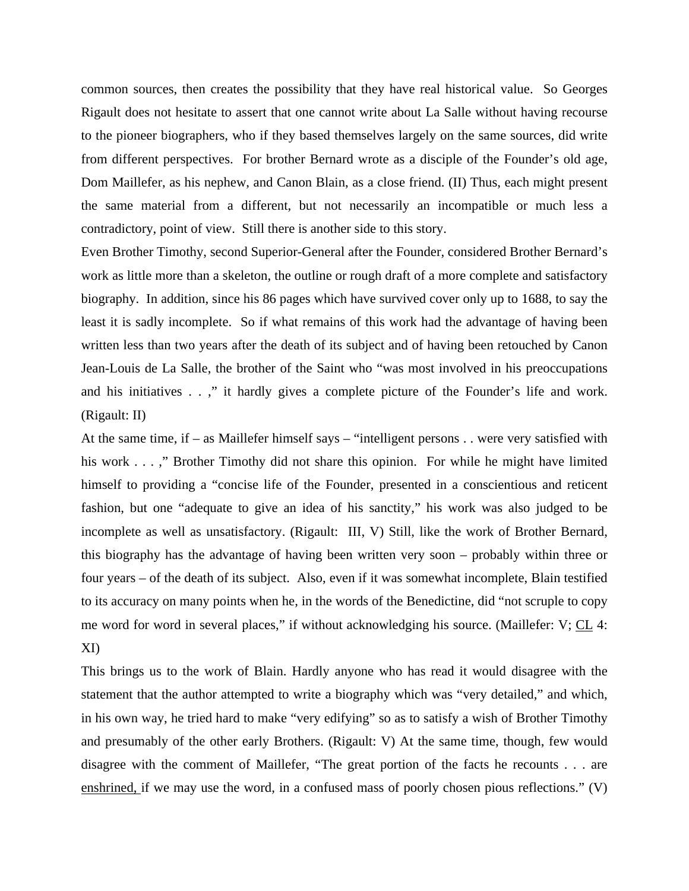common sources, then creates the possibility that they have real historical value. So Georges Rigault does not hesitate to assert that one cannot write about La Salle without having recourse to the pioneer biographers, who if they based themselves largely on the same sources, did write from different perspectives. For brother Bernard wrote as a disciple of the Founder's old age, Dom Maillefer, as his nephew, and Canon Blain, as a close friend. (II) Thus, each might present the same material from a different, but not necessarily an incompatible or much less a contradictory, point of view. Still there is another side to this story.

Even Brother Timothy, second Superior-General after the Founder, considered Brother Bernard's work as little more than a skeleton, the outline or rough draft of a more complete and satisfactory biography. In addition, since his 86 pages which have survived cover only up to 1688, to say the least it is sadly incomplete. So if what remains of this work had the advantage of having been written less than two years after the death of its subject and of having been retouched by Canon Jean-Louis de La Salle, the brother of the Saint who "was most involved in his preoccupations and his initiatives . . ," it hardly gives a complete picture of the Founder's life and work. (Rigault: II)

At the same time, if – as Maillefer himself says – "intelligent persons . . were very satisfied with his work . . . ," Brother Timothy did not share this opinion. For while he might have limited himself to providing a "concise life of the Founder, presented in a conscientious and reticent fashion, but one "adequate to give an idea of his sanctity," his work was also judged to be incomplete as well as unsatisfactory. (Rigault: III, V) Still, like the work of Brother Bernard, this biography has the advantage of having been written very soon – probably within three or four years – of the death of its subject. Also, even if it was somewhat incomplete, Blain testified to its accuracy on many points when he, in the words of the Benedictine, did "not scruple to copy me word for word in several places," if without acknowledging his source. (Maillefer: V; CL 4: XI)

This brings us to the work of Blain. Hardly anyone who has read it would disagree with the statement that the author attempted to write a biography which was "very detailed," and which, in his own way, he tried hard to make "very edifying" so as to satisfy a wish of Brother Timothy and presumably of the other early Brothers. (Rigault: V) At the same time, though, few would disagree with the comment of Maillefer, "The great portion of the facts he recounts . . . are enshrined, if we may use the word, in a confused mass of poorly chosen pious reflections." (V)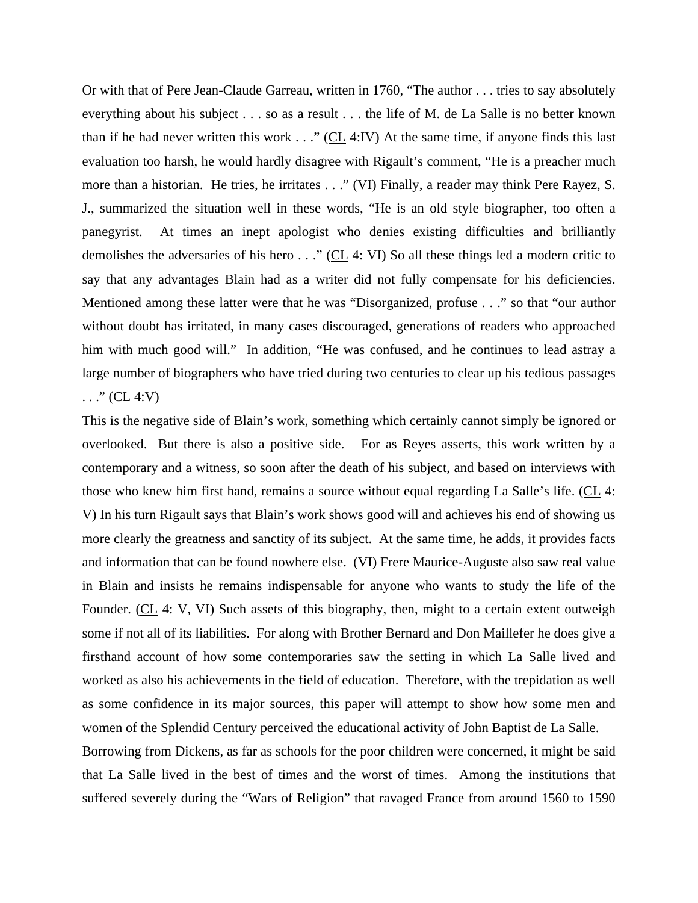Or with that of Pere Jean-Claude Garreau, written in 1760, “The author . . . tries to say absolutely everything about his subject . . . so as a result . . . the life of M. de La Salle is no better known than if he had never written this work . . .” (CL 4:IV) At the same time, if anyone finds this last evaluation too harsh, he would hardly disagree with Rigault’s comment, “He is a preacher much more than a historian. He tries, he irritates . . .” (VI) Finally, a reader may think Pere Rayez, S. J., summarized the situation well in these words, “He is an old style biographer, too often a panegyrist. At times an inept apologist who denies existing difficulties and brilliantly demolishes the adversaries of his hero . . .” (CL 4: VI) So all these things led a modern critic to say that any advantages Blain had as a writer did not fully compensate for his deficiencies. Mentioned among these latter were that he was “Disorganized, profuse . . .” so that “our author without doubt has irritated, in many cases discouraged, generations of readers who approached him with much good will.” In addition, “He was confused, and he continues to lead astray a large number of biographers who have tried during two centuries to clear up his tedious passages . . .” (CL 4:V)

This is the negative side of Blain’s work, something which certainly cannot simply be ignored or overlooked. But there is also a positive side. For as Reyes asserts, this work written by a contemporary and a witness, so soon after the death of his subject, and based on interviews with those who knew him first hand, remains a source without equal regarding La Salle’s life. (CL 4: V) In his turn Rigault says that Blain’s work shows good will and achieves his end of showing us more clearly the greatness and sanctity of its subject. At the same time, he adds, it provides facts and information that can be found nowhere else. (VI) Frere Maurice-Auguste also saw real value in Blain and insists he remains indispensable for anyone who wants to study the life of the Founder. (CL 4: V, VI) Such assets of this biography, then, might to a certain extent outweigh some if not all of its liabilities. For along with Brother Bernard and Don Maillefer he does give a firsthand account of how some contemporaries saw the setting in which La Salle lived and worked as also his achievements in the field of education. Therefore, with the trepidation as well as some confidence in its major sources, this paper will attempt to show how some men and women of the Splendid Century perceived the educational activity of John Baptist de La Salle.

Borrowing from Dickens, as far as schools for the poor children were concerned, it might be said that La Salle lived in the best of times and the worst of times. Among the institutions that suffered severely during the “Wars of Religion” that ravaged France from around 1560 to 1590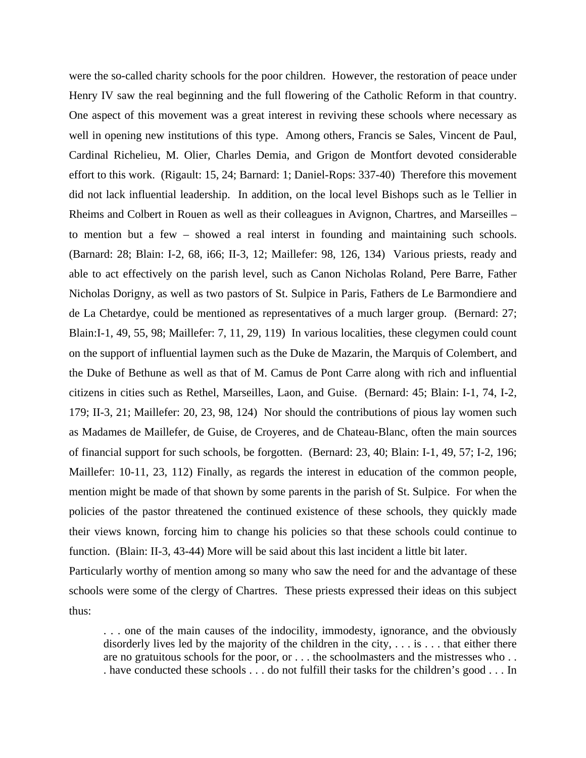were the so-called charity schools for the poor children. However, the restoration of peace under Henry IV saw the real beginning and the full flowering of the Catholic Reform in that country. One aspect of this movement was a great interest in reviving these schools where necessary as well in opening new institutions of this type. Among others, Francis se Sales, Vincent de Paul, Cardinal Richelieu, M. Olier, Charles Demia, and Grigon de Montfort devoted considerable effort to this work. (Rigault: 15, 24; Barnard: 1; Daniel-Rops: 337-40) Therefore this movement did not lack influential leadership. In addition, on the local level Bishops such as le Tellier in Rheims and Colbert in Rouen as well as their colleagues in Avignon, Chartres, and Marseilles – to mention but a few – showed a real interst in founding and maintaining such schools. (Barnard: 28; Blain: I-2, 68, i66; II-3, 12; Maillefer: 98, 126, 134) Various priests, ready and able to act effectively on the parish level, such as Canon Nicholas Roland, Pere Barre, Father Nicholas Dorigny, as well as two pastors of St. Sulpice in Paris, Fathers de Le Barmondiere and de La Chetardye, could be mentioned as representatives of a much larger group. (Bernard: 27; Blain:I-1, 49, 55, 98; Maillefer: 7, 11, 29, 119) In various localities, these clegymen could count on the support of influential laymen such as the Duke de Mazarin, the Marquis of Colembert, and the Duke of Bethune as well as that of M. Camus de Pont Carre along with rich and influential citizens in cities such as Rethel, Marseilles, Laon, and Guise. (Bernard: 45; Blain: I-1, 74, I-2, 179; II-3, 21; Maillefer: 20, 23, 98, 124) Nor should the contributions of pious lay women such as Madames de Maillefer, de Guise, de Croyeres, and de Chateau-Blanc, often the main sources of financial support for such schools, be forgotten. (Bernard: 23, 40; Blain: I-1, 49, 57; I-2, 196; Maillefer: 10-11, 23, 112) Finally, as regards the interest in education of the common people, mention might be made of that shown by some parents in the parish of St. Sulpice. For when the policies of the pastor threatened the continued existence of these schools, they quickly made their views known, forcing him to change his policies so that these schools could continue to function. (Blain: II-3, 43-44) More will be said about this last incident a little bit later.

Particularly worthy of mention among so many who saw the need for and the advantage of these schools were some of the clergy of Chartres. These priests expressed their ideas on this subject thus:

> . . . one of the main causes of the indocility, immodesty, ignorance, and the obviously disorderly lives led by the majority of the children in the city, . . . is . . . that either there are no gratuitous schools for the poor, or . . . the schoolmasters and the mistresses who . . . have conducted these schools . . . do not fulfill their tasks for the children's good . . . In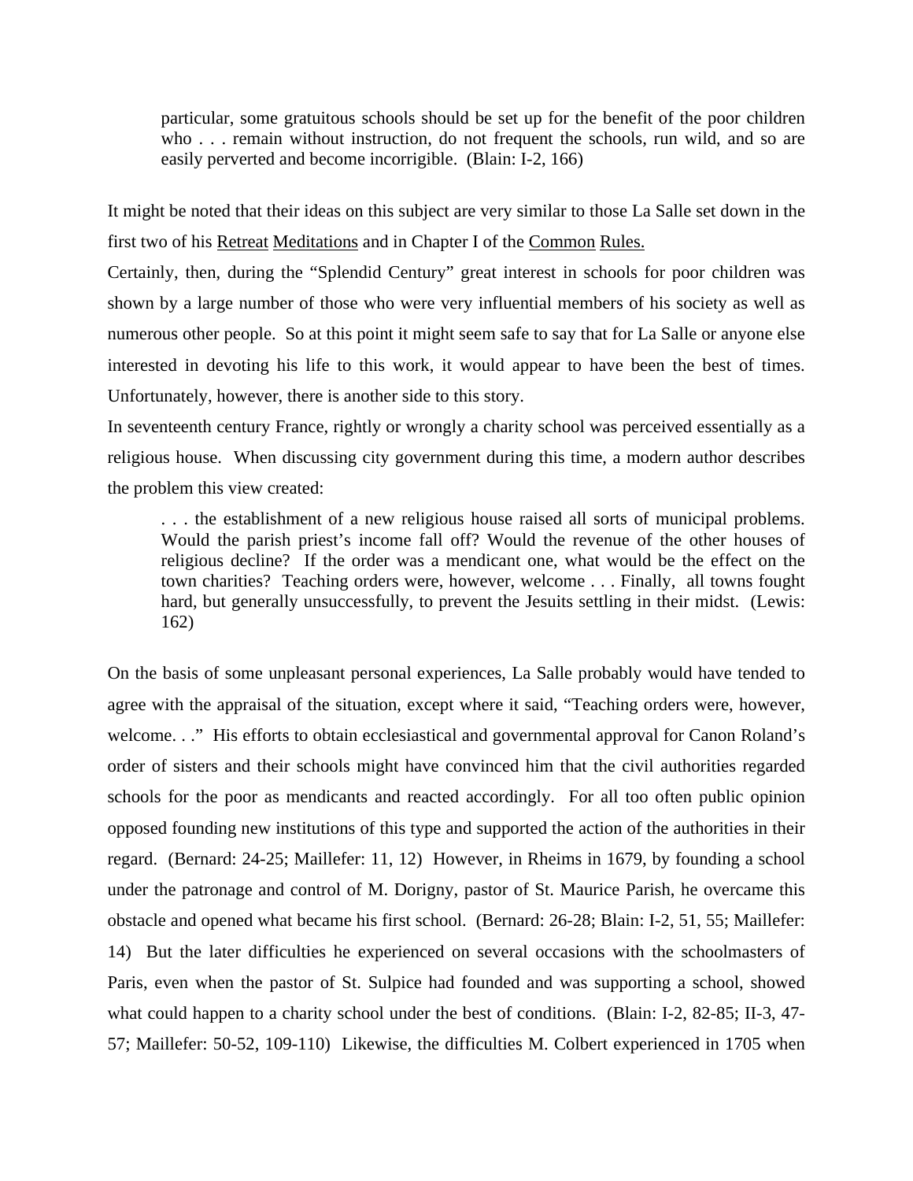> particular, some gratuitous schools should be set up for the benefit of the poor children who . . . remain without instruction, do not frequent the schools, run wild, and so are easily perverted and become incorrigible. (Blain: I-2, 166)

It might be noted that their ideas on this subject are very similar to those La Salle set down in the first two of his Retreat Meditations and in Chapter I of the Common Rules.

Certainly, then, during the "Splendid Century" great interest in schools for poor children was shown by a large number of those who were very influential members of his society as well as numerous other people. So at this point it might seem safe to say that for La Salle or anyone else interested in devoting his life to this work, it would appear to have been the best of times. Unfortunately, however, there is another side to this story.

In seventeenth century France, rightly or wrongly a charity school was perceived essentially as a religious house. When discussing city government during this time, a modern author describes the problem this view created:

> . . . the establishment of a new religious house raised all sorts of municipal problems. Would the parish priest's income fall off? Would the revenue of the other houses of religious decline? If the order was a mendicant one, what would be the effect on the town charities? Teaching orders were, however, welcome . . . Finally, all towns fought hard, but generally unsuccessfully, to prevent the Jesuits settling in their midst. (Lewis: 162)

On the basis of some unpleasant personal experiences, La Salle probably would have tended to agree with the appraisal of the situation, except where it said, "Teaching orders were, however, welcome. . ." His efforts to obtain ecclesiastical and governmental approval for Canon Roland's order of sisters and their schools might have convinced him that the civil authorities regarded schools for the poor as mendicants and reacted accordingly. For all too often public opinion opposed founding new institutions of this type and supported the action of the authorities in their regard. (Bernard: 24-25; Maillefer: 11, 12) However, in Rheims in 1679, by founding a school under the patronage and control of M. Dorigny, pastor of St. Maurice Parish, he overcame this obstacle and opened what became his first school. (Bernard: 26-28; Blain: I-2, 51, 55; Maillefer: 14) But the later difficulties he experienced on several occasions with the schoolmasters of Paris, even when the pastor of St. Sulpice had founded and was supporting a school, showed what could happen to a charity school under the best of conditions. (Blain: I-2, 82-85; II-3, 47-57; Maillefer: 50-52, 109-110) Likewise, the difficulties M. Colbert experienced in 1705 when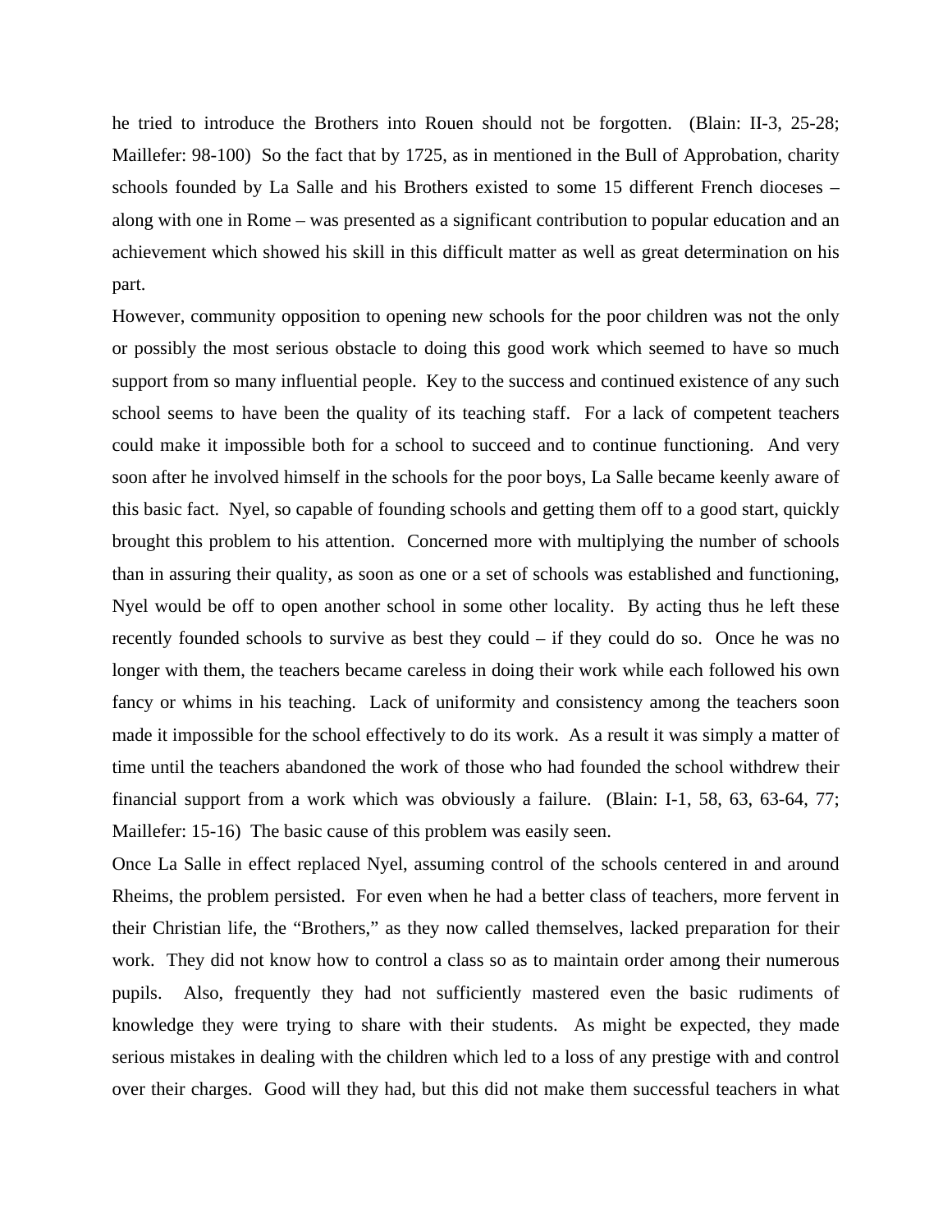he tried to introduce the Brothers into Rouen should not be forgotten. (Blain: II-3, 25-28; Maillefer: 98-100) So the fact that by 1725, as in mentioned in the Bull of Approbation, charity schools founded by La Salle and his Brothers existed to some 15 different French dioceses – along with one in Rome – was presented as a significant contribution to popular education and an achievement which showed his skill in this difficult matter as well as great determination on his part.

However, community opposition to opening new schools for the poor children was not the only or possibly the most serious obstacle to doing this good work which seemed to have so much support from so many influential people. Key to the success and continued existence of any such school seems to have been the quality of its teaching staff. For a lack of competent teachers could make it impossible both for a school to succeed and to continue functioning. And very soon after he involved himself in the schools for the poor boys, La Salle became keenly aware of this basic fact. Nyel, so capable of founding schools and getting them off to a good start, quickly brought this problem to his attention. Concerned more with multiplying the number of schools than in assuring their quality, as soon as one or a set of schools was established and functioning, Nyel would be off to open another school in some other locality. By acting thus he left these recently founded schools to survive as best they could – if they could do so. Once he was no longer with them, the teachers became careless in doing their work while each followed his own fancy or whims in his teaching. Lack of uniformity and consistency among the teachers soon made it impossible for the school effectively to do its work. As a result it was simply a matter of time until the teachers abandoned the work of those who had founded the school withdrew their financial support from a work which was obviously a failure. (Blain: I-1, 58, 63, 63-64, 77; Maillefer: 15-16) The basic cause of this problem was easily seen.

Once La Salle in effect replaced Nyel, assuming control of the schools centered in and around Rheims, the problem persisted. For even when he had a better class of teachers, more fervent in their Christian life, the "Brothers," as they now called themselves, lacked preparation for their work. They did not know how to control a class so as to maintain order among their numerous pupils. Also, frequently they had not sufficiently mastered even the basic rudiments of knowledge they were trying to share with their students. As might be expected, they made serious mistakes in dealing with the children which led to a loss of any prestige with and control over their charges. Good will they had, but this did not make them successful teachers in what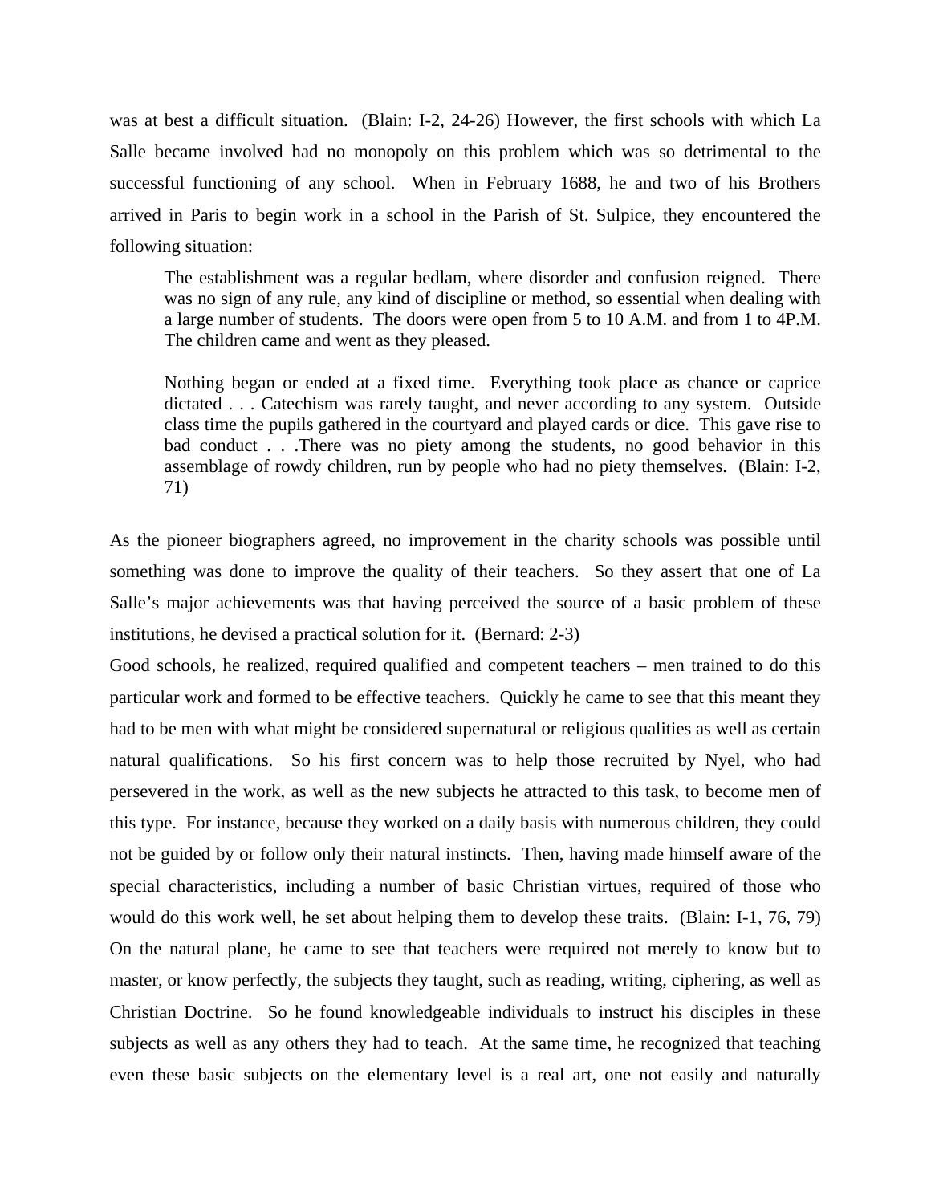was at best a difficult situation. (Blain: I-2, 24-26) However, the first schools with which La Salle became involved had no monopoly on this problem which was so detrimental to the successful functioning of any school. When in February 1688, he and two of his Brothers arrived in Paris to begin work in a school in the Parish of St. Sulpice, they encountered the following situation:

> The establishment was a regular bedlam, where disorder and confusion reigned. There was no sign of any rule, any kind of discipline or method, so essential when dealing with a large number of students. The doors were open from 5 to 10 A.M. and from 1 to 4P.M. The children came and went as they pleased.
>
> Nothing began or ended at a fixed time. Everything took place as chance or caprice dictated . . . Catechism was rarely taught, and never according to any system. Outside class time the pupils gathered in the courtyard and played cards or dice. This gave rise to bad conduct . . .There was no piety among the students, no good behavior in this assemblage of rowdy children, run by people who had no piety themselves. (Blain: I-2, 71)

As the pioneer biographers agreed, no improvement in the charity schools was possible until something was done to improve the quality of their teachers. So they assert that one of La Salle's major achievements was that having perceived the source of a basic problem of these institutions, he devised a practical solution for it. (Bernard: 2-3)

Good schools, he realized, required qualified and competent teachers – men trained to do this particular work and formed to be effective teachers. Quickly he came to see that this meant they had to be men with what might be considered supernatural or religious qualities as well as certain natural qualifications. So his first concern was to help those recruited by Nyel, who had persevered in the work, as well as the new subjects he attracted to this task, to become men of this type. For instance, because they worked on a daily basis with numerous children, they could not be guided by or follow only their natural instincts. Then, having made himself aware of the special characteristics, including a number of basic Christian virtues, required of those who would do this work well, he set about helping them to develop these traits. (Blain: I-1, 76, 79) On the natural plane, he came to see that teachers were required not merely to know but to master, or know perfectly, the subjects they taught, such as reading, writing, ciphering, as well as Christian Doctrine. So he found knowledgeable individuals to instruct his disciples in these subjects as well as any others they had to teach. At the same time, he recognized that teaching even these basic subjects on the elementary level is a real art, one not easily and naturally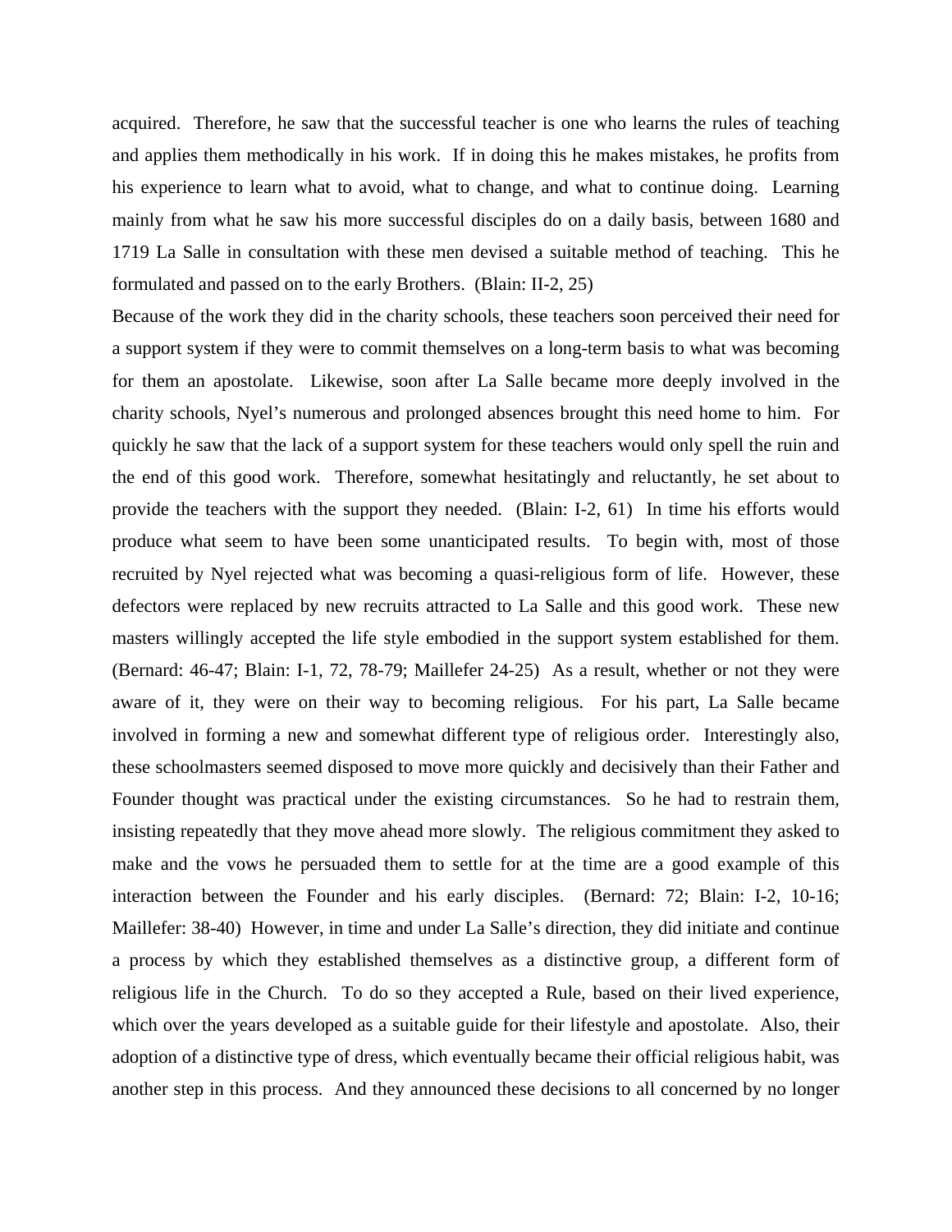acquired. Therefore, he saw that the successful teacher is one who learns the rules of teaching and applies them methodically in his work. If in doing this he makes mistakes, he profits from his experience to learn what to avoid, what to change, and what to continue doing. Learning mainly from what he saw his more successful disciples do on a daily basis, between 1680 and 1719 La Salle in consultation with these men devised a suitable method of teaching. This he formulated and passed on to the early Brothers. (Blain: II-2, 25)

Because of the work they did in the charity schools, these teachers soon perceived their need for a support system if they were to commit themselves on a long-term basis to what was becoming for them an apostolate. Likewise, soon after La Salle became more deeply involved in the charity schools, Nyel's numerous and prolonged absences brought this need home to him. For quickly he saw that the lack of a support system for these teachers would only spell the ruin and the end of this good work. Therefore, somewhat hesitatingly and reluctantly, he set about to provide the teachers with the support they needed. (Blain: I-2, 61) In time his efforts would produce what seem to have been some unanticipated results. To begin with, most of those recruited by Nyel rejected what was becoming a quasi-religious form of life. However, these defectors were replaced by new recruits attracted to La Salle and this good work. These new masters willingly accepted the life style embodied in the support system established for them. (Bernard: 46-47; Blain: I-1, 72, 78-79; Maillefer 24-25) As a result, whether or not they were aware of it, they were on their way to becoming religious. For his part, La Salle became involved in forming a new and somewhat different type of religious order. Interestingly also, these schoolmasters seemed disposed to move more quickly and decisively than their Father and Founder thought was practical under the existing circumstances. So he had to restrain them, insisting repeatedly that they move ahead more slowly. The religious commitment they asked to make and the vows he persuaded them to settle for at the time are a good example of this interaction between the Founder and his early disciples. (Bernard: 72; Blain: I-2, 10-16; Maillefer: 38-40) However, in time and under La Salle's direction, they did initiate and continue a process by which they established themselves as a distinctive group, a different form of religious life in the Church. To do so they accepted a Rule, based on their lived experience, which over the years developed as a suitable guide for their lifestyle and apostolate. Also, their adoption of a distinctive type of dress, which eventually became their official religious habit, was another step in this process. And they announced these decisions to all concerned by no longer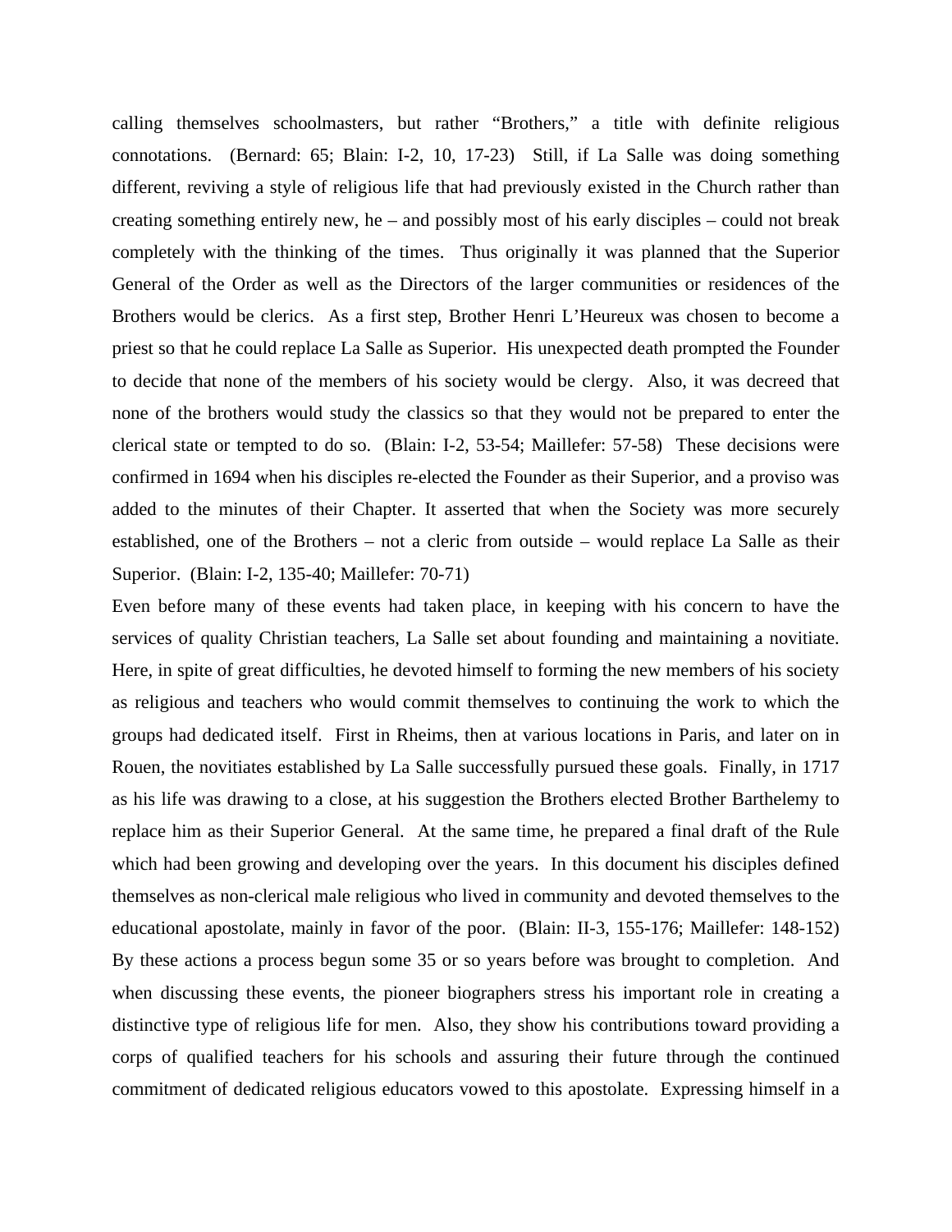calling themselves schoolmasters, but rather "Brothers," a title with definite religious connotations. (Bernard: 65; Blain: I-2, 10, 17-23) Still, if La Salle was doing something different, reviving a style of religious life that had previously existed in the Church rather than creating something entirely new, he – and possibly most of his early disciples – could not break completely with the thinking of the times. Thus originally it was planned that the Superior General of the Order as well as the Directors of the larger communities or residences of the Brothers would be clerics. As a first step, Brother Henri L'Heureux was chosen to become a priest so that he could replace La Salle as Superior. His unexpected death prompted the Founder to decide that none of the members of his society would be clergy. Also, it was decreed that none of the brothers would study the classics so that they would not be prepared to enter the clerical state or tempted to do so. (Blain: I-2, 53-54; Maillefer: 57-58) These decisions were confirmed in 1694 when his disciples re-elected the Founder as their Superior, and a proviso was added to the minutes of their Chapter. It asserted that when the Society was more securely established, one of the Brothers – not a cleric from outside – would replace La Salle as their Superior. (Blain: I-2, 135-40; Maillefer: 70-71)

Even before many of these events had taken place, in keeping with his concern to have the services of quality Christian teachers, La Salle set about founding and maintaining a novitiate. Here, in spite of great difficulties, he devoted himself to forming the new members of his society as religious and teachers who would commit themselves to continuing the work to which the groups had dedicated itself. First in Rheims, then at various locations in Paris, and later on in Rouen, the novitiates established by La Salle successfully pursued these goals. Finally, in 1717 as his life was drawing to a close, at his suggestion the Brothers elected Brother Barthelemy to replace him as their Superior General. At the same time, he prepared a final draft of the Rule which had been growing and developing over the years. In this document his disciples defined themselves as non-clerical male religious who lived in community and devoted themselves to the educational apostolate, mainly in favor of the poor. (Blain: II-3, 155-176; Maillefer: 148-152) By these actions a process begun some 35 or so years before was brought to completion. And when discussing these events, the pioneer biographers stress his important role in creating a distinctive type of religious life for men. Also, they show his contributions toward providing a corps of qualified teachers for his schools and assuring their future through the continued commitment of dedicated religious educators vowed to this apostolate. Expressing himself in a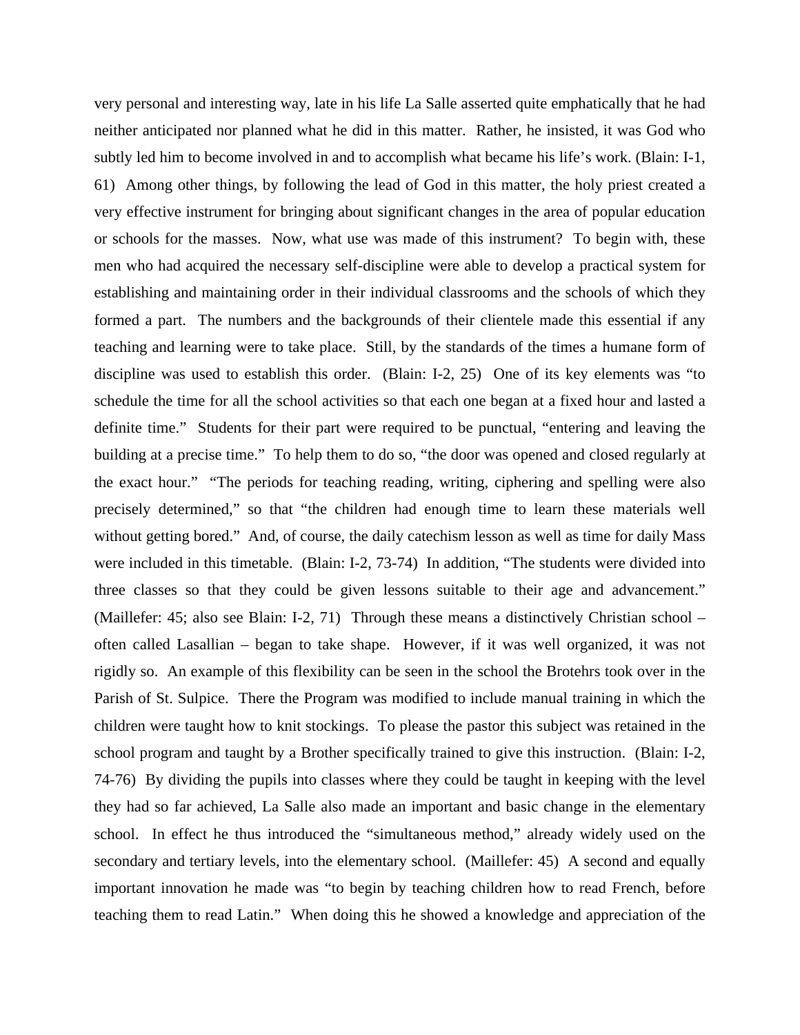very personal and interesting way, late in his life La Salle asserted quite emphatically that he had neither anticipated nor planned what he did in this matter. Rather, he insisted, it was God who subtly led him to become involved in and to accomplish what became his life's work. (Blain: I-1, 61) Among other things, by following the lead of God in this matter, the holy priest created a very effective instrument for bringing about significant changes in the area of popular education or schools for the masses. Now, what use was made of this instrument? To begin with, these men who had acquired the necessary self-discipline were able to develop a practical system for establishing and maintaining order in their individual classrooms and the schools of which they formed a part. The numbers and the backgrounds of their clientele made this essential if any teaching and learning were to take place. Still, by the standards of the times a humane form of discipline was used to establish this order. (Blain: I-2, 25) One of its key elements was "to schedule the time for all the school activities so that each one began at a fixed hour and lasted a definite time." Students for their part were required to be punctual, "entering and leaving the building at a precise time." To help them to do so, "the door was opened and closed regularly at the exact hour." "The periods for teaching reading, writing, ciphering and spelling were also precisely determined," so that "the children had enough time to learn these materials well without getting bored." And, of course, the daily catechism lesson as well as time for daily Mass were included in this timetable. (Blain: I-2, 73-74) In addition, "The students were divided into three classes so that they could be given lessons suitable to their age and advancement." (Maillefer: 45; also see Blain: I-2, 71) Through these means a distinctively Christian school – often called Lasallian – began to take shape. However, if it was well organized, it was not rigidly so. An example of this flexibility can be seen in the school the Brotehrs took over in the Parish of St. Sulpice. There the Program was modified to include manual training in which the children were taught how to knit stockings. To please the pastor this subject was retained in the school program and taught by a Brother specifically trained to give this instruction. (Blain: I-2, 74-76) By dividing the pupils into classes where they could be taught in keeping with the level they had so far achieved, La Salle also made an important and basic change in the elementary school. In effect he thus introduced the "simultaneous method," already widely used on the secondary and tertiary levels, into the elementary school. (Maillefer: 45) A second and equally important innovation he made was "to begin by teaching children how to read French, before teaching them to read Latin." When doing this he showed a knowledge and appreciation of the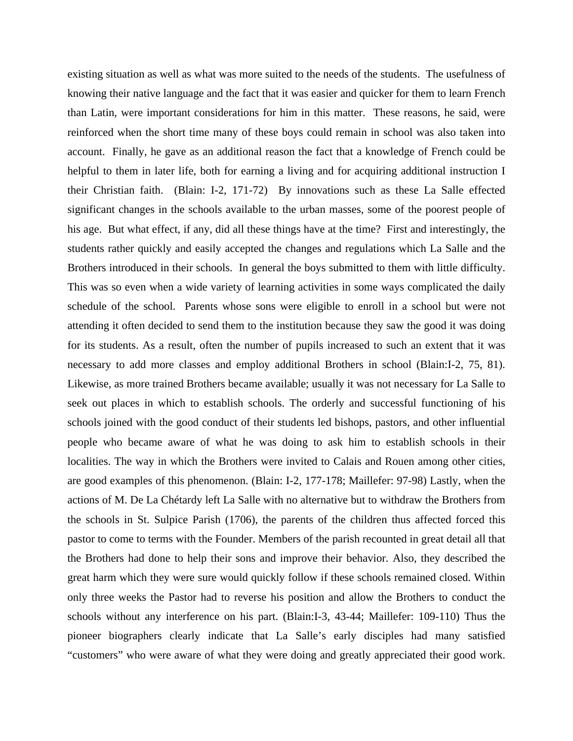existing situation as well as what was more suited to the needs of the students. The usefulness of knowing their native language and the fact that it was easier and quicker for them to learn French than Latin, were important considerations for him in this matter. These reasons, he said, were reinforced when the short time many of these boys could remain in school was also taken into account. Finally, he gave as an additional reason the fact that a knowledge of French could be helpful to them in later life, both for earning a living and for acquiring additional instruction I their Christian faith. (Blain: I-2, 171-72) By innovations such as these La Salle effected significant changes in the schools available to the urban masses, some of the poorest people of his age. But what effect, if any, did all these things have at the time? First and interestingly, the students rather quickly and easily accepted the changes and regulations which La Salle and the Brothers introduced in their schools. In general the boys submitted to them with little difficulty. This was so even when a wide variety of learning activities in some ways complicated the daily schedule of the school. Parents whose sons were eligible to enroll in a school but were not attending it often decided to send them to the institution because they saw the good it was doing for its students. As a result, often the number of pupils increased to such an extent that it was necessary to add more classes and employ additional Brothers in school (Blain:I-2, 75, 81). Likewise, as more trained Brothers became available; usually it was not necessary for La Salle to seek out places in which to establish schools. The orderly and successful functioning of his schools joined with the good conduct of their students led bishops, pastors, and other influential people who became aware of what he was doing to ask him to establish schools in their localities. The way in which the Brothers were invited to Calais and Rouen among other cities, are good examples of this phenomenon. (Blain: I-2, 177-178; Maillefer: 97-98) Lastly, when the actions of M. De La Chétardy left La Salle with no alternative but to withdraw the Brothers from the schools in St. Sulpice Parish (1706), the parents of the children thus affected forced this pastor to come to terms with the Founder. Members of the parish recounted in great detail all that the Brothers had done to help their sons and improve their behavior. Also, they described the great harm which they were sure would quickly follow if these schools remained closed. Within only three weeks the Pastor had to reverse his position and allow the Brothers to conduct the schools without any interference on his part. (Blain:I-3, 43-44; Maillefer: 109-110) Thus the pioneer biographers clearly indicate that La Salle's early disciples had many satisfied "customers" who were aware of what they were doing and greatly appreciated their good work.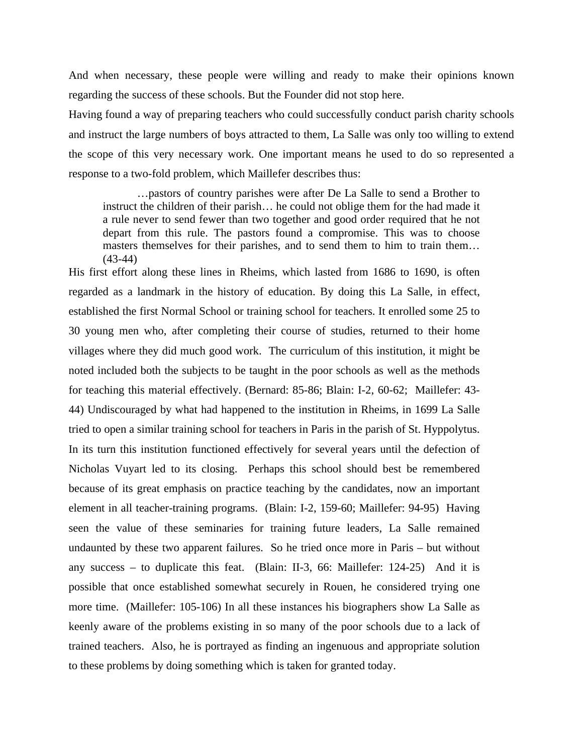And when necessary, these people were willing and ready to make their opinions known regarding the success of these schools. But the Founder did not stop here.

Having found a way of preparing teachers who could successfully conduct parish charity schools and instruct the large numbers of boys attracted to them, La Salle was only too willing to extend the scope of this very necessary work. One important means he used to do so represented a response to a two-fold problem, which Maillefer describes thus:

> …pastors of country parishes were after De La Salle to send a Brother to instruct the children of their parish… he could not oblige them for the had made it a rule never to send fewer than two together and good order required that he not depart from this rule. The pastors found a compromise. This was to choose masters themselves for their parishes, and to send them to him to train them… (43-44)

His first effort along these lines in Rheims, which lasted from 1686 to 1690, is often regarded as a landmark in the history of education. By doing this La Salle, in effect, established the first Normal School or training school for teachers. It enrolled some 25 to 30 young men who, after completing their course of studies, returned to their home villages where they did much good work. The curriculum of this institution, it might be noted included both the subjects to be taught in the poor schools as well as the methods for teaching this material effectively. (Bernard: 85-86; Blain: I-2, 60-62; Maillefer: 43-44) Undiscouraged by what had happened to the institution in Rheims, in 1699 La Salle tried to open a similar training school for teachers in Paris in the parish of St. Hyppolytus. In its turn this institution functioned effectively for several years until the defection of Nicholas Vuyart led to its closing. Perhaps this school should best be remembered because of its great emphasis on practice teaching by the candidates, now an important element in all teacher-training programs. (Blain: I-2, 159-60; Maillefer: 94-95) Having seen the value of these seminaries for training future leaders, La Salle remained undaunted by these two apparent failures. So he tried once more in Paris – but without any success – to duplicate this feat. (Blain: II-3, 66: Maillefer: 124-25) And it is possible that once established somewhat securely in Rouen, he considered trying one more time. (Maillefer: 105-106) In all these instances his biographers show La Salle as keenly aware of the problems existing in so many of the poor schools due to a lack of trained teachers. Also, he is portrayed as finding an ingenuous and appropriate solution to these problems by doing something which is taken for granted today.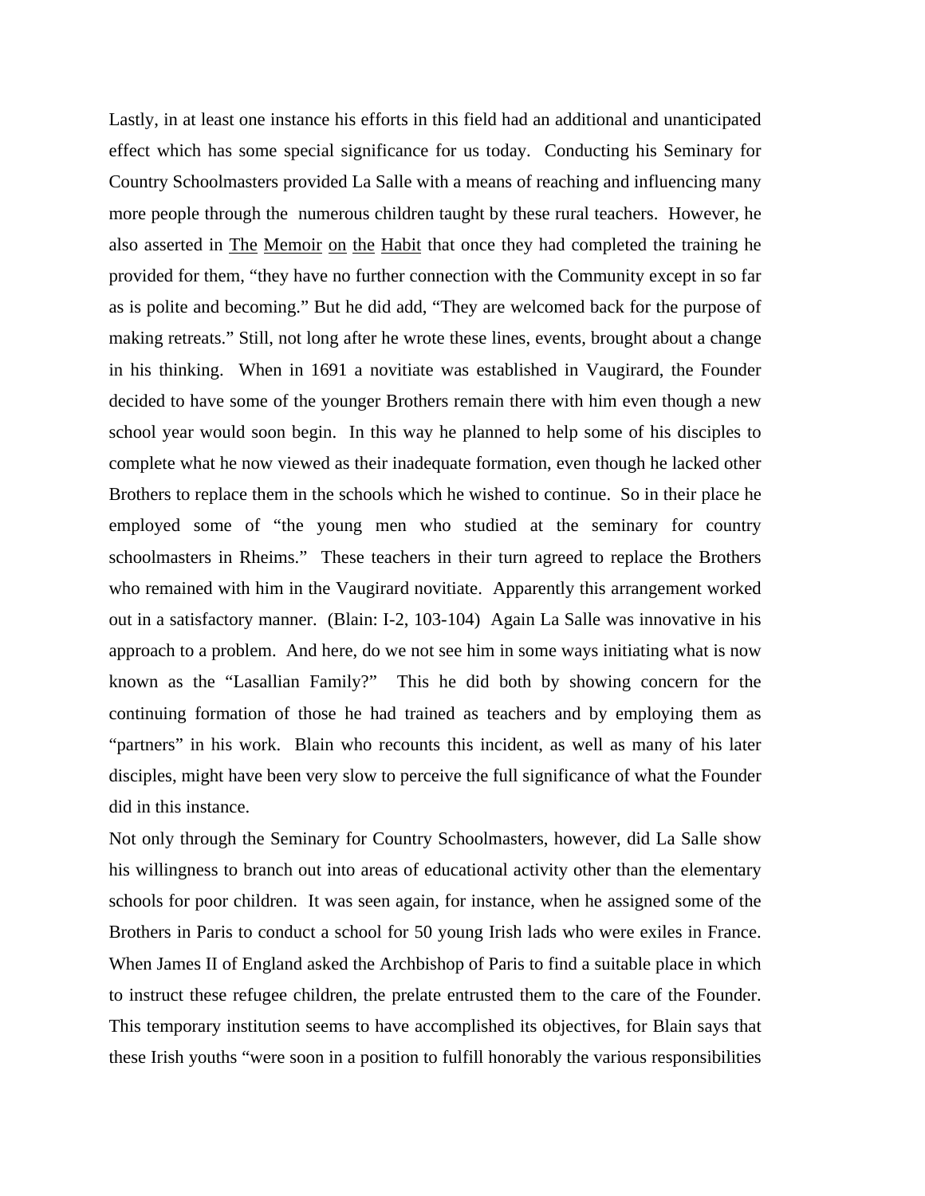Lastly, in at least one instance his efforts in this field had an additional and unanticipated effect which has some special significance for us today. Conducting his Seminary for Country Schoolmasters provided La Salle with a means of reaching and influencing many more people through the numerous children taught by these rural teachers. However, he also asserted in The Memoir on the Habit that once they had completed the training he provided for them, "they have no further connection with the Community except in so far as is polite and becoming." But he did add, "They are welcomed back for the purpose of making retreats." Still, not long after he wrote these lines, events, brought about a change in his thinking. When in 1691 a novitiate was established in Vaugirard, the Founder decided to have some of the younger Brothers remain there with him even though a new school year would soon begin. In this way he planned to help some of his disciples to complete what he now viewed as their inadequate formation, even though he lacked other Brothers to replace them in the schools which he wished to continue. So in their place he employed some of "the young men who studied at the seminary for country schoolmasters in Rheims." These teachers in their turn agreed to replace the Brothers who remained with him in the Vaugirard novitiate. Apparently this arrangement worked out in a satisfactory manner. (Blain: I-2, 103-104) Again La Salle was innovative in his approach to a problem. And here, do we not see him in some ways initiating what is now known as the "Lasallian Family?" This he did both by showing concern for the continuing formation of those he had trained as teachers and by employing them as "partners" in his work. Blain who recounts this incident, as well as many of his later disciples, might have been very slow to perceive the full significance of what the Founder did in this instance.

Not only through the Seminary for Country Schoolmasters, however, did La Salle show his willingness to branch out into areas of educational activity other than the elementary schools for poor children. It was seen again, for instance, when he assigned some of the Brothers in Paris to conduct a school for 50 young Irish lads who were exiles in France. When James II of England asked the Archbishop of Paris to find a suitable place in which to instruct these refugee children, the prelate entrusted them to the care of the Founder. This temporary institution seems to have accomplished its objectives, for Blain says that these Irish youths "were soon in a position to fulfill honorably the various responsibilities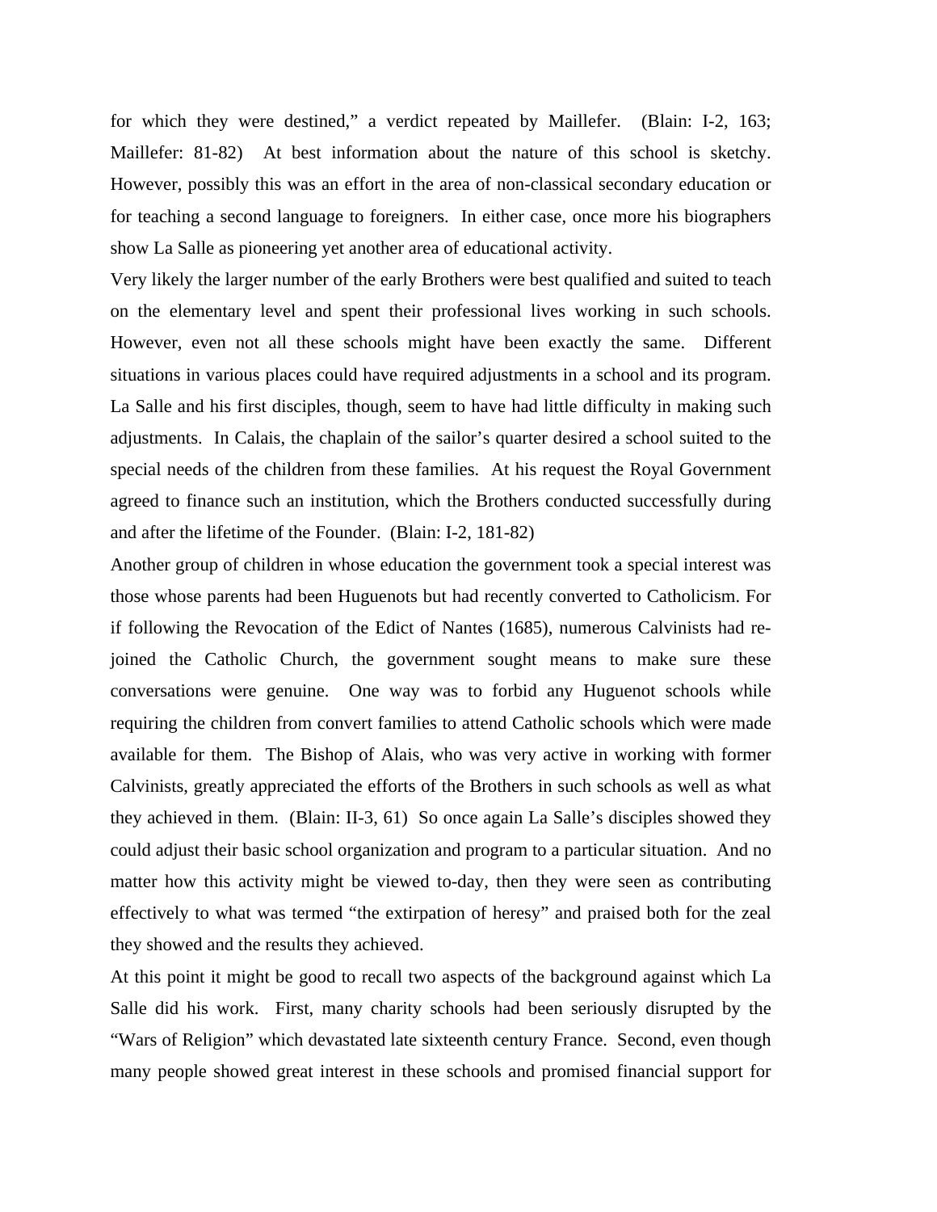for which they were destined," a verdict repeated by Maillefer. (Blain: I-2, 163; Maillefer: 81-82) At best information about the nature of this school is sketchy. However, possibly this was an effort in the area of non-classical secondary education or for teaching a second language to foreigners. In either case, once more his biographers show La Salle as pioneering yet another area of educational activity.

Very likely the larger number of the early Brothers were best qualified and suited to teach on the elementary level and spent their professional lives working in such schools. However, even not all these schools might have been exactly the same. Different situations in various places could have required adjustments in a school and its program. La Salle and his first disciples, though, seem to have had little difficulty in making such adjustments. In Calais, the chaplain of the sailor's quarter desired a school suited to the special needs of the children from these families. At his request the Royal Government agreed to finance such an institution, which the Brothers conducted successfully during and after the lifetime of the Founder. (Blain: I-2, 181-82)

Another group of children in whose education the government took a special interest was those whose parents had been Huguenots but had recently converted to Catholicism. For if following the Revocation of the Edict of Nantes (1685), numerous Calvinists had re-joined the Catholic Church, the government sought means to make sure these conversations were genuine. One way was to forbid any Huguenot schools while requiring the children from convert families to attend Catholic schools which were made available for them. The Bishop of Alais, who was very active in working with former Calvinists, greatly appreciated the efforts of the Brothers in such schools as well as what they achieved in them. (Blain: II-3, 61) So once again La Salle's disciples showed they could adjust their basic school organization and program to a particular situation. And no matter how this activity might be viewed to-day, then they were seen as contributing effectively to what was termed "the extirpation of heresy" and praised both for the zeal they showed and the results they achieved.

At this point it might be good to recall two aspects of the background against which La Salle did his work. First, many charity schools had been seriously disrupted by the "Wars of Religion" which devastated late sixteenth century France. Second, even though many people showed great interest in these schools and promised financial support for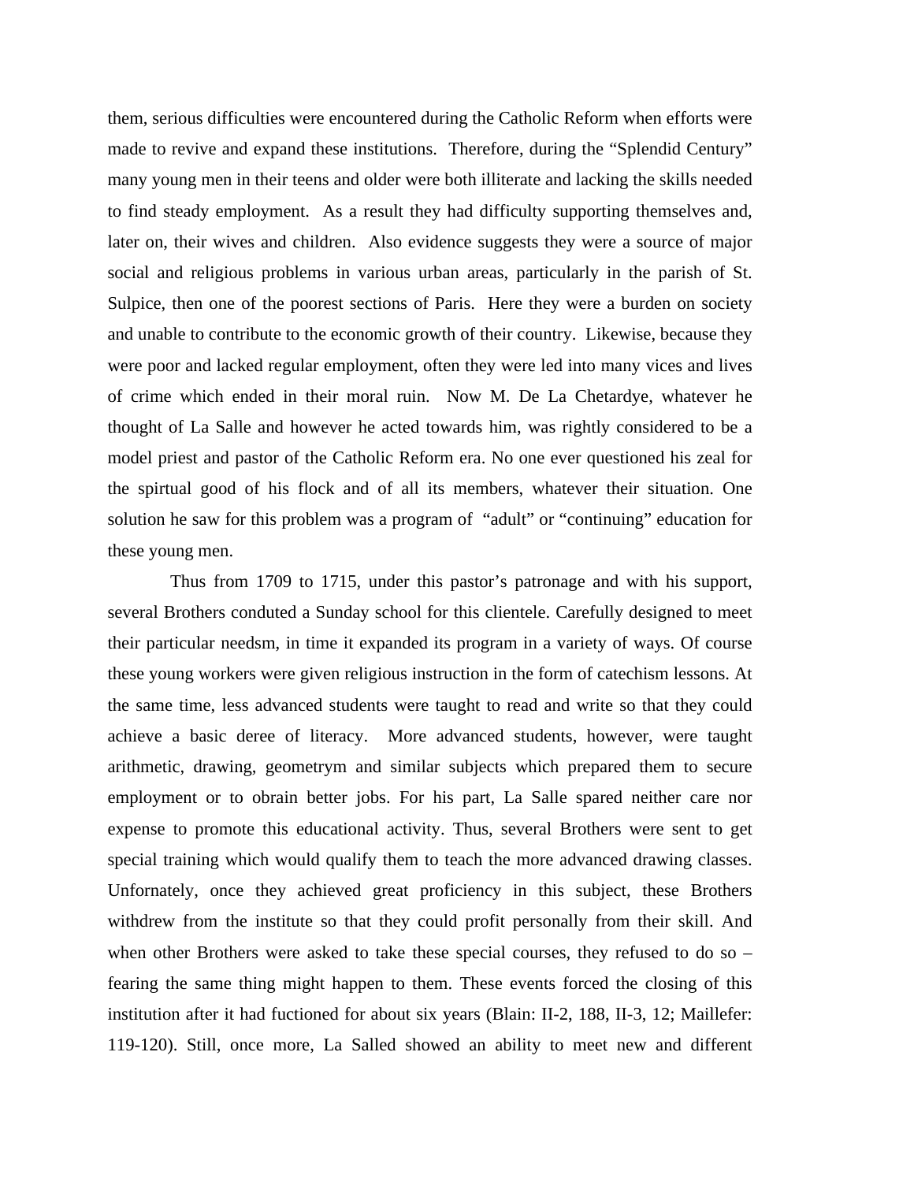them, serious difficulties were encountered during the Catholic Reform when efforts were made to revive and expand these institutions. Therefore, during the "Splendid Century" many young men in their teens and older were both illiterate and lacking the skills needed to find steady employment. As a result they had difficulty supporting themselves and, later on, their wives and children. Also evidence suggests they were a source of major social and religious problems in various urban areas, particularly in the parish of St. Sulpice, then one of the poorest sections of Paris. Here they were a burden on society and unable to contribute to the economic growth of their country. Likewise, because they were poor and lacked regular employment, often they were led into many vices and lives of crime which ended in their moral ruin. Now M. De La Chetardye, whatever he thought of La Salle and however he acted towards him, was rightly considered to be a model priest and pastor of the Catholic Reform era. No one ever questioned his zeal for the spirtual good of his flock and of all its members, whatever their situation. One solution he saw for this problem was a program of "adult" or "continuing" education for these young men.

Thus from 1709 to 1715, under this pastor's patronage and with his support, several Brothers conduted a Sunday school for this clientele. Carefully designed to meet their particular needsm, in time it expanded its program in a variety of ways. Of course these young workers were given religious instruction in the form of catechism lessons. At the same time, less advanced students were taught to read and write so that they could achieve a basic deree of literacy. More advanced students, however, were taught arithmetic, drawing, geometrym and similar subjects which prepared them to secure employment or to obrain better jobs. For his part, La Salle spared neither care nor expense to promote this educational activity. Thus, several Brothers were sent to get special training which would qualify them to teach the more advanced drawing classes. Unfornately, once they achieved great proficiency in this subject, these Brothers withdrew from the institute so that they could profit personally from their skill. And when other Brothers were asked to take these special courses, they refused to do so – fearing the same thing might happen to them. These events forced the closing of this institution after it had fuctioned for about six years (Blain: II-2, 188, II-3, 12; Maillefer: 119-120). Still, once more, La Salled showed an ability to meet new and different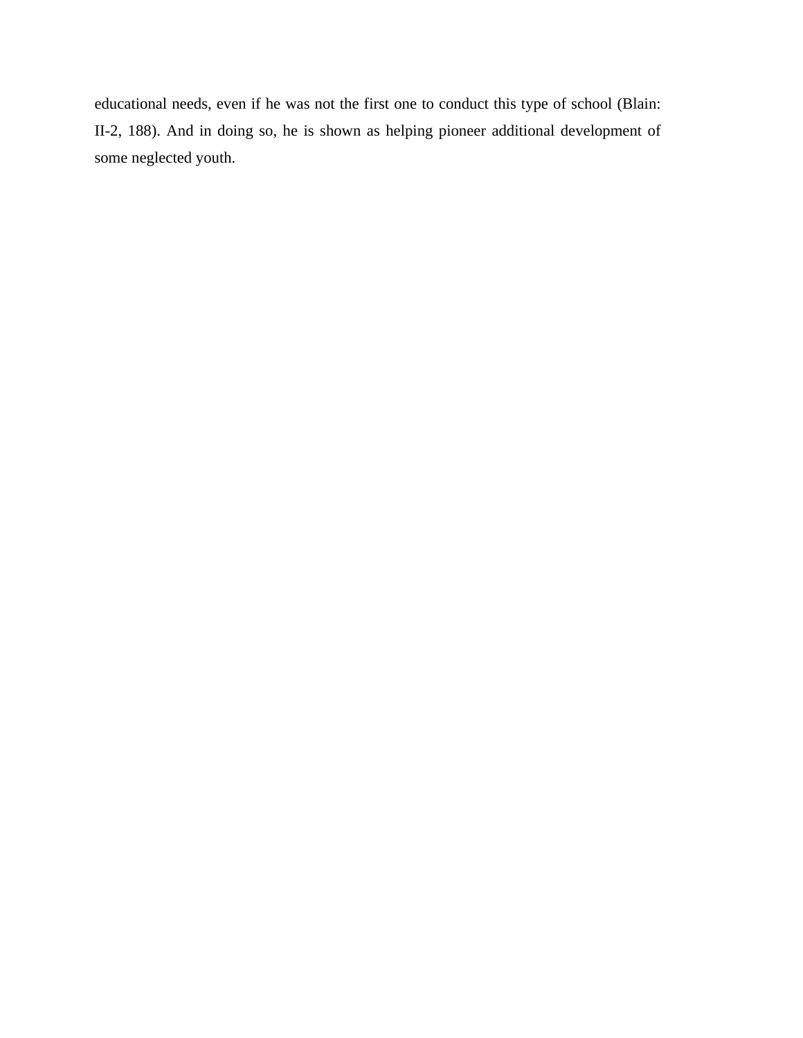educational needs, even if he was not the first one to conduct this type of school (Blain: II-2, 188). And in doing so, he is shown as helping pioneer additional development of some neglected youth.